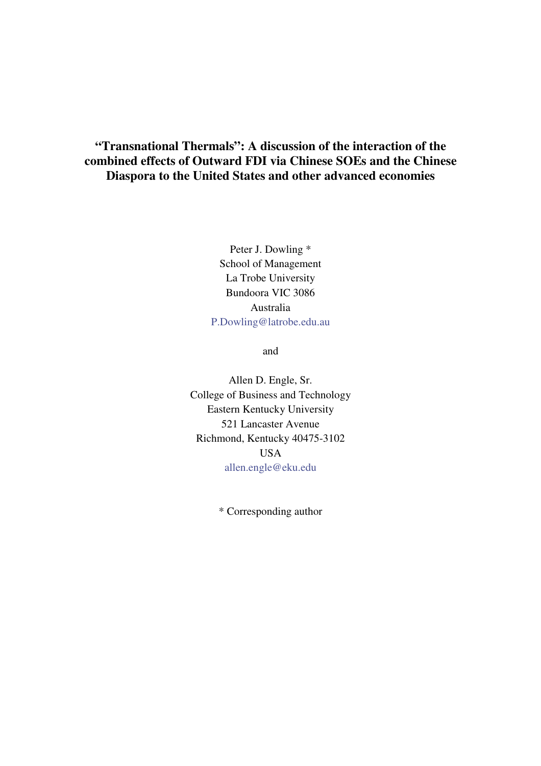# "Transnational Thermals": A discussion of the interaction of the combined effects of Outward FDI via Chinese SOEs and the Chinese Diaspora to the United States and other advanced economies

Peter J. Dowling *
School of Management
La Trobe University
Bundoora VIC 3086
Australia
P.Dowling@latrobe.edu.au

and

Allen D. Engle, Sr.
College of Business and Technology
Eastern Kentucky University
521 Lancaster Avenue
Richmond, Kentucky 40475-3102
USA
allen.engle@eku.edu

* Corresponding author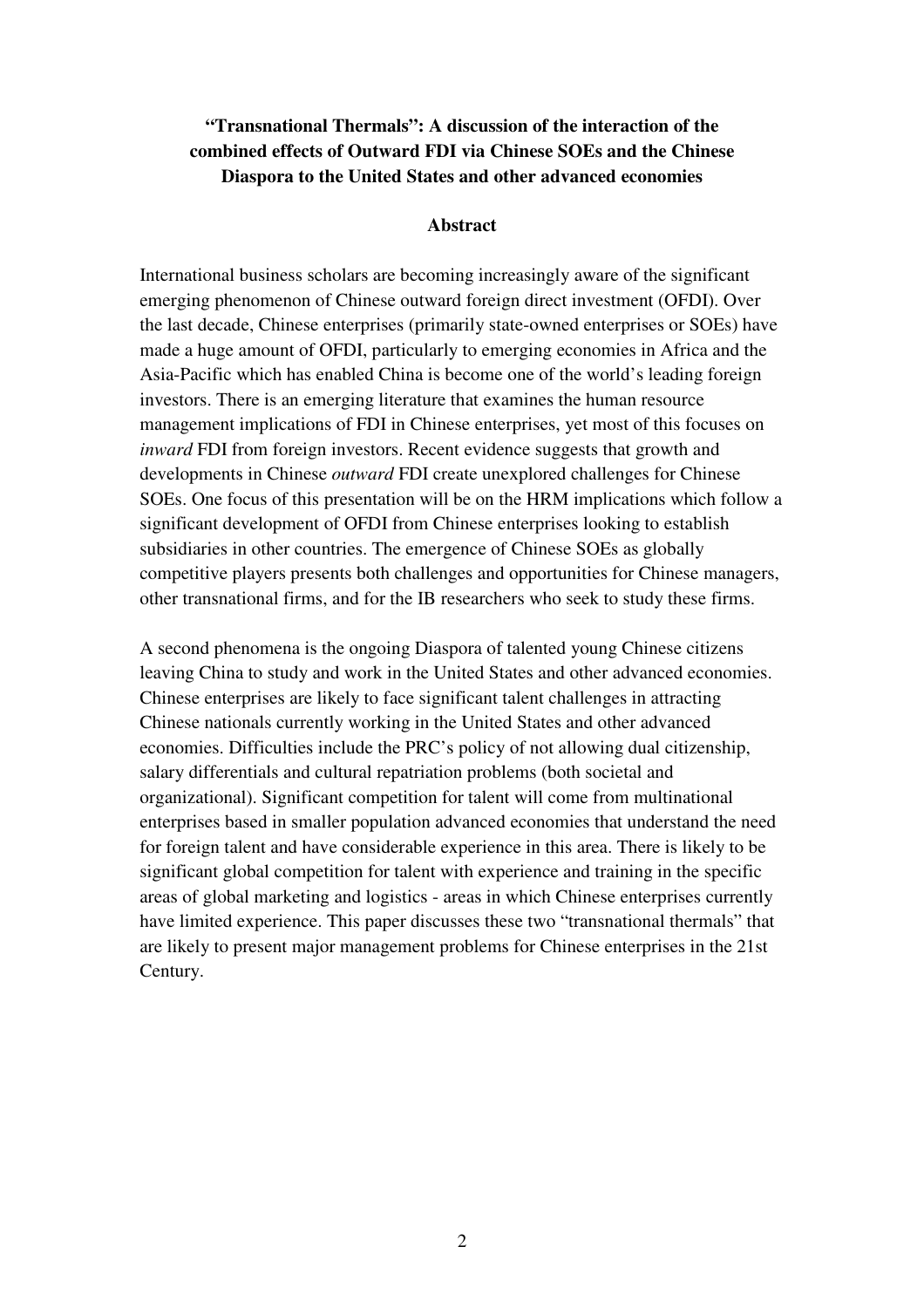**“Transnational Thermals”: A discussion of the interaction of the combined effects of Outward FDI via Chinese SOEs and the Chinese Diaspora to the United States and other advanced economies**

## Abstract

International business scholars are becoming increasingly aware of the significant emerging phenomenon of Chinese outward foreign direct investment (OFDI). Over the last decade, Chinese enterprises (primarily state-owned enterprises or SOEs) have made a huge amount of OFDI, particularly to emerging economies in Africa and the Asia-Pacific which has enabled China is become one of the world’s leading foreign investors. There is an emerging literature that examines the human resource management implications of FDI in Chinese enterprises, yet most of this focuses on *inward* FDI from foreign investors. Recent evidence suggests that growth and developments in Chinese *outward* FDI create unexplored challenges for Chinese SOEs. One focus of this presentation will be on the HRM implications which follow a significant development of OFDI from Chinese enterprises looking to establish subsidiaries in other countries. The emergence of Chinese SOEs as globally competitive players presents both challenges and opportunities for Chinese managers, other transnational firms, and for the IB researchers who seek to study these firms.

A second phenomena is the ongoing Diaspora of talented young Chinese citizens leaving China to study and work in the United States and other advanced economies. Chinese enterprises are likely to face significant talent challenges in attracting Chinese nationals currently working in the United States and other advanced economies. Difficulties include the PRC’s policy of not allowing dual citizenship, salary differentials and cultural repatriation problems (both societal and organizational). Significant competition for talent will come from multinational enterprises based in smaller population advanced economies that understand the need for foreign talent and have considerable experience in this area. There is likely to be significant global competition for talent with experience and training in the specific areas of global marketing and logistics - areas in which Chinese enterprises currently have limited experience. This paper discusses these two “transnational thermals” that are likely to present major management problems for Chinese enterprises in the 21st Century.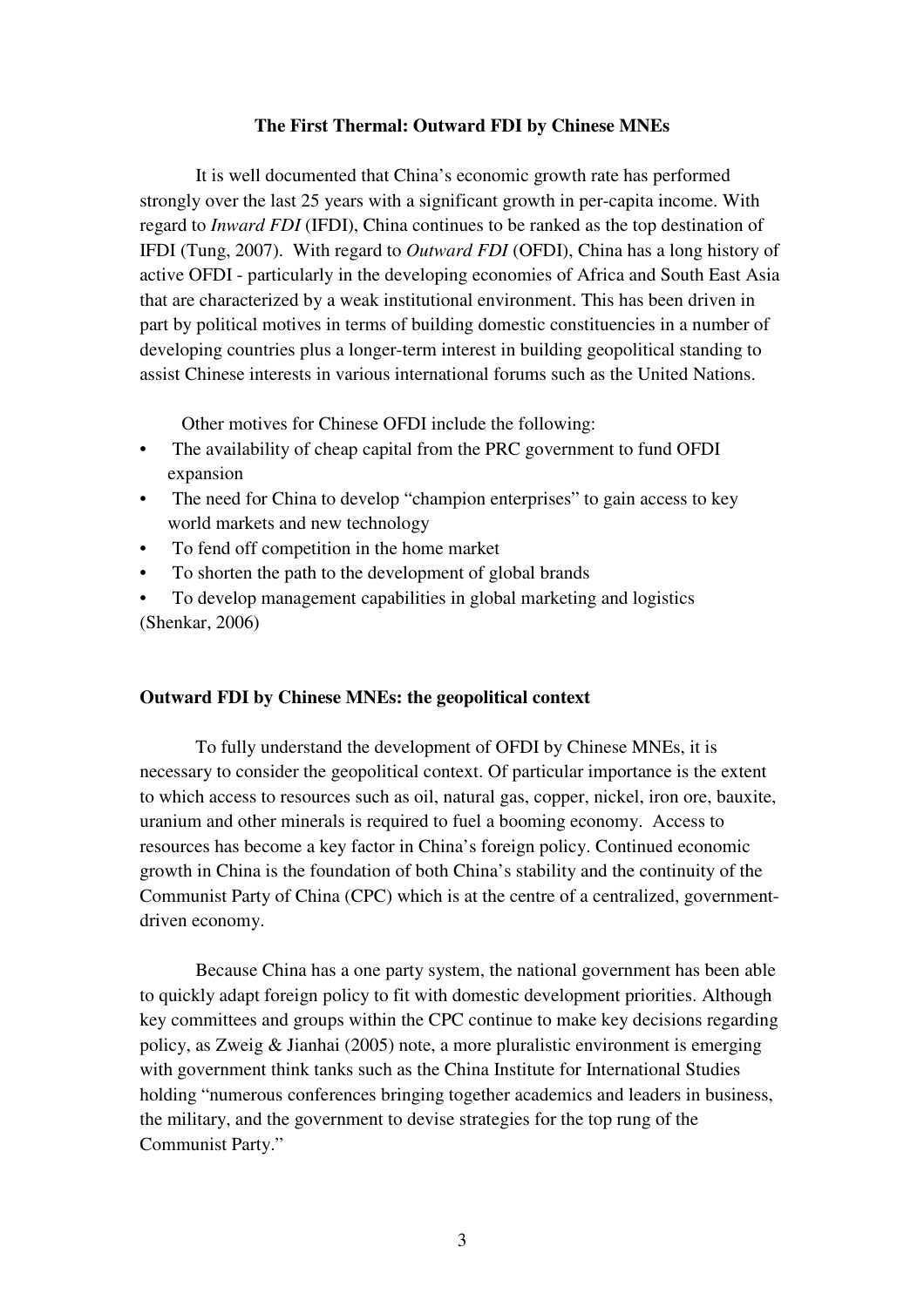## The First Thermal: Outward FDI by Chinese MNEs

It is well documented that China's economic growth rate has performed strongly over the last 25 years with a significant growth in per-capita income. With regard to *Inward FDI* (IFDI), China continues to be ranked as the top destination of IFDI (Tung, 2007). With regard to *Outward FDI* (OFDI), China has a long history of active OFDI - particularly in the developing economies of Africa and South East Asia that are characterized by a weak institutional environment. This has been driven in part by political motives in terms of building domestic constituencies in a number of developing countries plus a longer-term interest in building geopolitical standing to assist Chinese interests in various international forums such as the United Nations.

Other motives for Chinese OFDI include the following:

- The availability of cheap capital from the PRC government to fund OFDI expansion
- The need for China to develop "champion enterprises" to gain access to key world markets and new technology
- To fend off competition in the home market
- To shorten the path to the development of global brands
- To develop management capabilities in global marketing and logistics

(Shenkar, 2006)

### Outward FDI by Chinese MNEs: the geopolitical context

To fully understand the development of OFDI by Chinese MNEs, it is necessary to consider the geopolitical context. Of particular importance is the extent to which access to resources such as oil, natural gas, copper, nickel, iron ore, bauxite, uranium and other minerals is required to fuel a booming economy. Access to resources has become a key factor in China's foreign policy. Continued economic growth in China is the foundation of both China's stability and the continuity of the Communist Party of China (CPC) which is at the centre of a centralized, government-driven economy.

Because China has a one party system, the national government has been able to quickly adapt foreign policy to fit with domestic development priorities. Although key committees and groups within the CPC continue to make key decisions regarding policy, as Zweig & Jianhai (2005) note, a more pluralistic environment is emerging with government think tanks such as the China Institute for International Studies holding "numerous conferences bringing together academics and leaders in business, the military, and the government to devise strategies for the top rung of the Communist Party."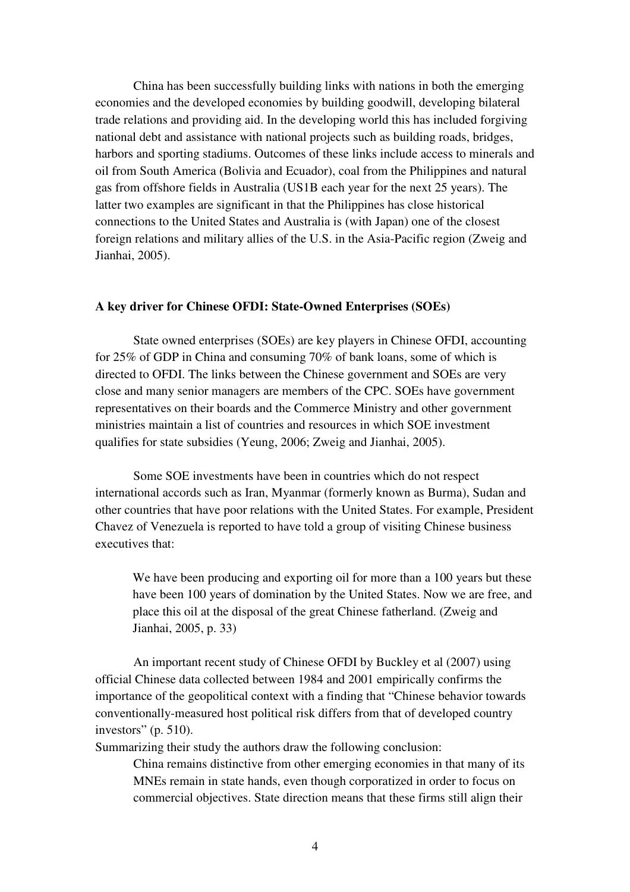China has been successfully building links with nations in both the emerging economies and the developed economies by building goodwill, developing bilateral trade relations and providing aid. In the developing world this has included forgiving national debt and assistance with national projects such as building roads, bridges, harbors and sporting stadiums. Outcomes of these links include access to minerals and oil from South America (Bolivia and Ecuador), coal from the Philippines and natural gas from offshore fields in Australia (US1B each year for the next 25 years). The latter two examples are significant in that the Philippines has close historical connections to the United States and Australia is (with Japan) one of the closest foreign relations and military allies of the U.S. in the Asia-Pacific region (Zweig and Jianhai, 2005).

**A key driver for Chinese OFDI: State-Owned Enterprises (SOEs)**

State owned enterprises (SOEs) are key players in Chinese OFDI, accounting for 25% of GDP in China and consuming 70% of bank loans, some of which is directed to OFDI. The links between the Chinese government and SOEs are very close and many senior managers are members of the CPC. SOEs have government representatives on their boards and the Commerce Ministry and other government ministries maintain a list of countries and resources in which SOE investment qualifies for state subsidies (Yeung, 2006; Zweig and Jianhai, 2005).

Some SOE investments have been in countries which do not respect international accords such as Iran, Myanmar (formerly known as Burma), Sudan and other countries that have poor relations with the United States. For example, President Chavez of Venezuela is reported to have told a group of visiting Chinese business executives that:

> We have been producing and exporting oil for more than a 100 years but these have been 100 years of domination by the United States. Now we are free, and place this oil at the disposal of the great Chinese fatherland. (Zweig and Jianhai, 2005, p. 33)

An important recent study of Chinese OFDI by Buckley et al (2007) using official Chinese data collected between 1984 and 2001 empirically confirms the importance of the geopolitical context with a finding that "Chinese behavior towards conventionally-measured host political risk differs from that of developed country investors" (p. 510).

Summarizing their study the authors draw the following conclusion:

> China remains distinctive from other emerging economies in that many of its MNEs remain in state hands, even though corporatized in order to focus on commercial objectives. State direction means that these firms still align their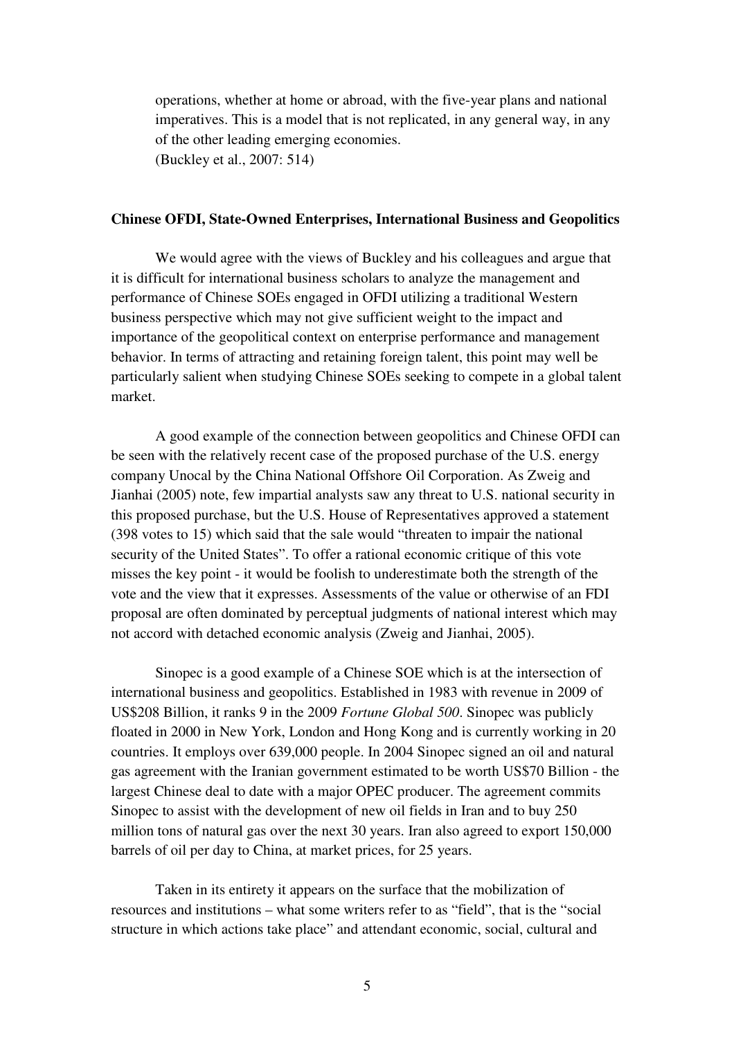> operations, whether at home or abroad, with the five-year plans and national imperatives. This is a model that is not replicated, in any general way, in any of the other leading emerging economies.
> (Buckley et al., 2007: 514)

## Chinese OFDI, State-Owned Enterprises, International Business and Geopolitics

We would agree with the views of Buckley and his colleagues and argue that it is difficult for international business scholars to analyze the management and performance of Chinese SOEs engaged in OFDI utilizing a traditional Western business perspective which may not give sufficient weight to the impact and importance of the geopolitical context on enterprise performance and management behavior. In terms of attracting and retaining foreign talent, this point may well be particularly salient when studying Chinese SOEs seeking to compete in a global talent market.

A good example of the connection between geopolitics and Chinese OFDI can be seen with the relatively recent case of the proposed purchase of the U.S. energy company Unocal by the China National Offshore Oil Corporation. As Zweig and Jianhai (2005) note, few impartial analysts saw any threat to U.S. national security in this proposed purchase, but the U.S. House of Representatives approved a statement (398 votes to 15) which said that the sale would "threaten to impair the national security of the United States". To offer a rational economic critique of this vote misses the key point - it would be foolish to underestimate both the strength of the vote and the view that it expresses. Assessments of the value or otherwise of an FDI proposal are often dominated by perceptual judgments of national interest which may not accord with detached economic analysis (Zweig and Jianhai, 2005).

Sinopec is a good example of a Chinese SOE which is at the intersection of international business and geopolitics. Established in 1983 with revenue in 2009 of US$208 Billion, it ranks 9 in the 2009 *Fortune Global 500*. Sinopec was publicly floated in 2000 in New York, London and Hong Kong and is currently working in 20 countries. It employs over 639,000 people. In 2004 Sinopec signed an oil and natural gas agreement with the Iranian government estimated to be worth US$70 Billion - the largest Chinese deal to date with a major OPEC producer. The agreement commits Sinopec to assist with the development of new oil fields in Iran and to buy 250 million tons of natural gas over the next 30 years. Iran also agreed to export 150,000 barrels of oil per day to China, at market prices, for 25 years.

Taken in its entirety it appears on the surface that the mobilization of resources and institutions – what some writers refer to as "field", that is the "social structure in which actions take place" and attendant economic, social, cultural and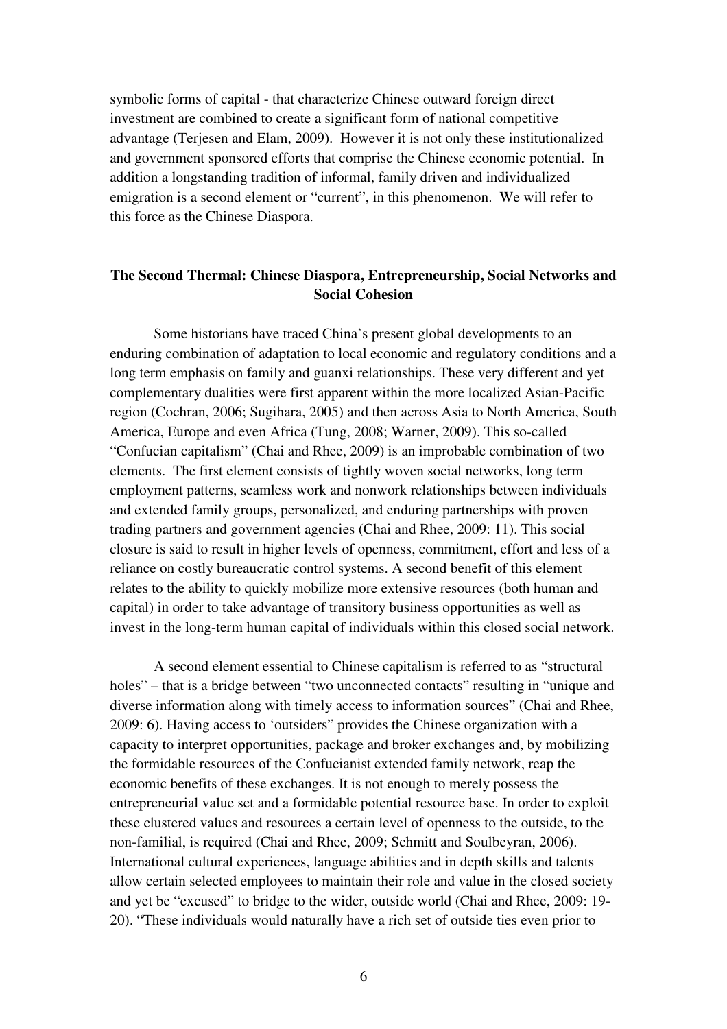symbolic forms of capital - that characterize Chinese outward foreign direct investment are combined to create a significant form of national competitive advantage (Terjesen and Elam, 2009). However it is not only these institutionalized and government sponsored efforts that comprise the Chinese economic potential. In addition a longstanding tradition of informal, family driven and individualized emigration is a second element or "current", in this phenomenon. We will refer to this force as the Chinese Diaspora.

## The Second Thermal: Chinese Diaspora, Entrepreneurship, Social Networks and Social Cohesion

Some historians have traced China's present global developments to an enduring combination of adaptation to local economic and regulatory conditions and a long term emphasis on family and guanxi relationships. These very different and yet complementary dualities were first apparent within the more localized Asian-Pacific region (Cochran, 2006; Sugihara, 2005) and then across Asia to North America, South America, Europe and even Africa (Tung, 2008; Warner, 2009). This so-called "Confucian capitalism" (Chai and Rhee, 2009) is an improbable combination of two elements. The first element consists of tightly woven social networks, long term employment patterns, seamless work and nonwork relationships between individuals and extended family groups, personalized, and enduring partnerships with proven trading partners and government agencies (Chai and Rhee, 2009: 11). This social closure is said to result in higher levels of openness, commitment, effort and less of a reliance on costly bureaucratic control systems. A second benefit of this element relates to the ability to quickly mobilize more extensive resources (both human and capital) in order to take advantage of transitory business opportunities as well as invest in the long-term human capital of individuals within this closed social network.

A second element essential to Chinese capitalism is referred to as "structural holes" – that is a bridge between "two unconnected contacts" resulting in "unique and diverse information along with timely access to information sources" (Chai and Rhee, 2009: 6). Having access to 'outsiders" provides the Chinese organization with a capacity to interpret opportunities, package and broker exchanges and, by mobilizing the formidable resources of the Confucianist extended family network, reap the economic benefits of these exchanges. It is not enough to merely possess the entrepreneurial value set and a formidable potential resource base. In order to exploit these clustered values and resources a certain level of openness to the outside, to the non-familial, is required (Chai and Rhee, 2009; Schmitt and Soulbeyran, 2006). International cultural experiences, language abilities and in depth skills and talents allow certain selected employees to maintain their role and value in the closed society and yet be "excused" to bridge to the wider, outside world (Chai and Rhee, 2009: 19-20). "These individuals would naturally have a rich set of outside ties even prior to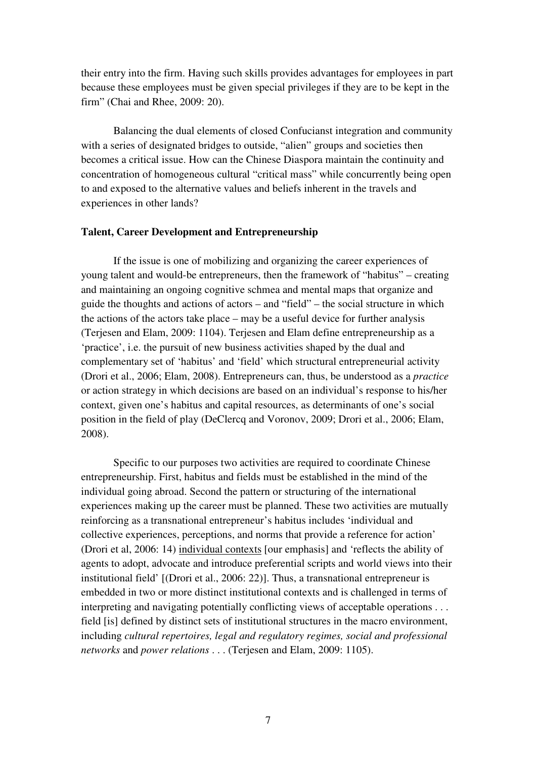their entry into the firm. Having such skills provides advantages for employees in part because these employees must be given special privileges if they are to be kept in the firm" (Chai and Rhee, 2009: 20).

Balancing the dual elements of closed Confucianst integration and community with a series of designated bridges to outside, "alien" groups and societies then becomes a critical issue. How can the Chinese Diaspora maintain the continuity and concentration of homogeneous cultural "critical mass" while concurrently being open to and exposed to the alternative values and beliefs inherent in the travels and experiences in other lands?

**Talent, Career Development and Entrepreneurship**

If the issue is one of mobilizing and organizing the career experiences of young talent and would-be entrepreneurs, then the framework of "habitus" – creating and maintaining an ongoing cognitive schmea and mental maps that organize and guide the thoughts and actions of actors – and "field" – the social structure in which the actions of the actors take place – may be a useful device for further analysis (Terjesen and Elam, 2009: 1104). Terjesen and Elam define entrepreneurship as a 'practice', i.e. the pursuit of new business activities shaped by the dual and complementary set of 'habitus' and 'field' which structural entrepreneurial activity (Drori et al., 2006; Elam, 2008). Entrepreneurs can, thus, be understood as a *practice* or action strategy in which decisions are based on an individual's response to his/her context, given one's habitus and capital resources, as determinants of one's social position in the field of play (DeClercq and Voronov, 2009; Drori et al., 2006; Elam, 2008).

Specific to our purposes two activities are required to coordinate Chinese entrepreneurship. First, habitus and fields must be established in the mind of the individual going abroad. Second the pattern or structuring of the international experiences making up the career must be planned. These two activities are mutually reinforcing as a transnational entrepreneur's habitus includes 'individual and collective experiences, perceptions, and norms that provide a reference for action' (Drori et al, 2006: 14) <u>individual contexts</u> [our emphasis] and 'reflects the ability of agents to adopt, advocate and introduce preferential scripts and world views into their institutional field' [(Drori et al., 2006: 22)]. Thus, a transnational entrepreneur is embedded in two or more distinct institutional contexts and is challenged in terms of interpreting and navigating potentially conflicting views of acceptable operations . . . field [is] defined by distinct sets of institutional structures in the macro environment, including *cultural repertoires, legal and regulatory regimes, social and professional networks* and *power relations* . . . (Terjesen and Elam, 2009: 1105).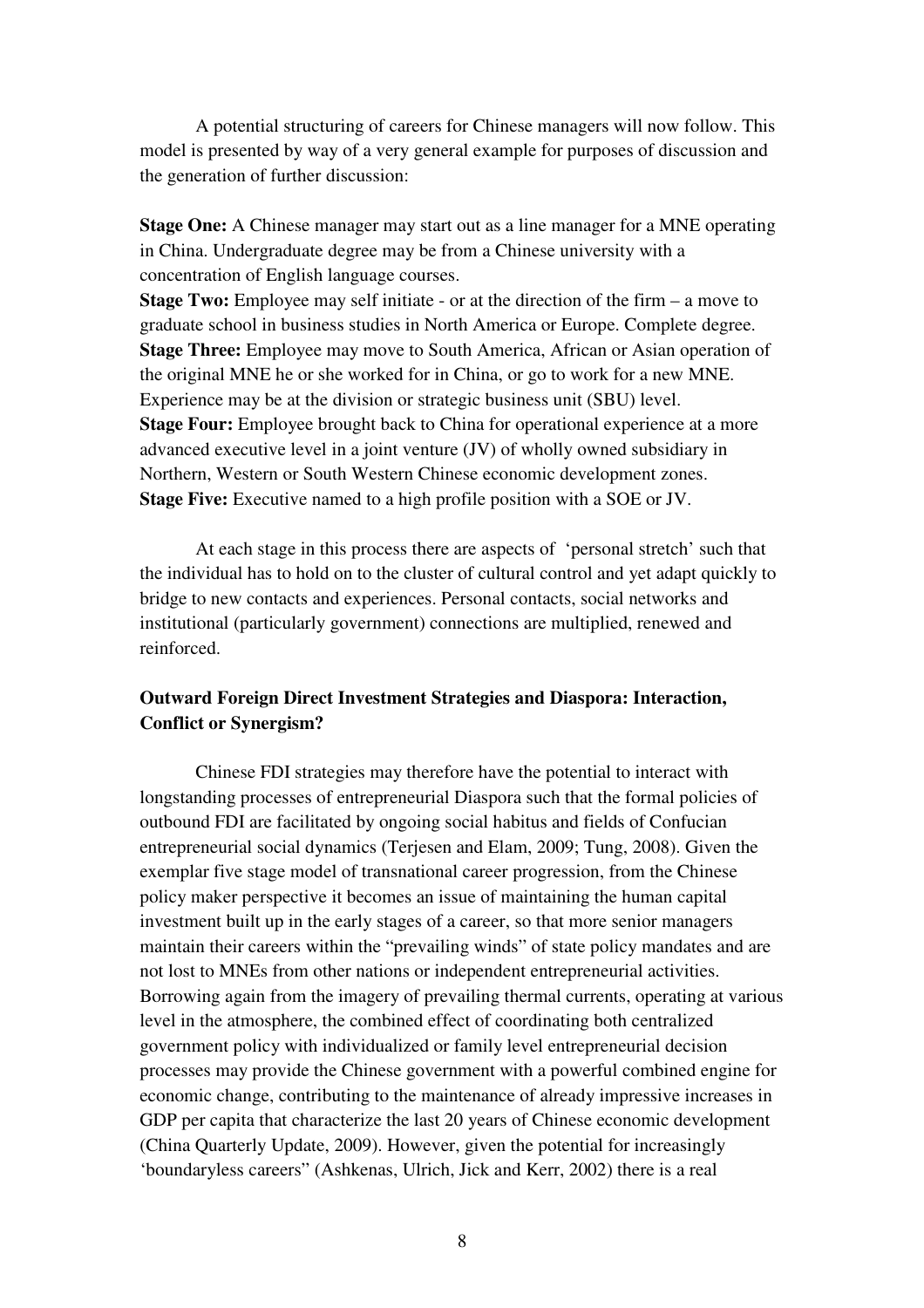A potential structuring of careers for Chinese managers will now follow. This model is presented by way of a very general example for purposes of discussion and the generation of further discussion:

**Stage One:** A Chinese manager may start out as a line manager for a MNE operating in China. Undergraduate degree may be from a Chinese university with a concentration of English language courses.
**Stage Two:** Employee may self initiate - or at the direction of the firm – a move to graduate school in business studies in North America or Europe. Complete degree.
**Stage Three:** Employee may move to South America, African or Asian operation of the original MNE he or she worked for in China, or go to work for a new MNE. Experience may be at the division or strategic business unit (SBU) level.
**Stage Four:** Employee brought back to China for operational experience at a more advanced executive level in a joint venture (JV) of wholly owned subsidiary in Northern, Western or South Western Chinese economic development zones.
**Stage Five:** Executive named to a high profile position with a SOE or JV.

At each stage in this process there are aspects of 'personal stretch' such that the individual has to hold on to the cluster of cultural control and yet adapt quickly to bridge to new contacts and experiences. Personal contacts, social networks and institutional (particularly government) connections are multiplied, renewed and reinforced.

### Outward Foreign Direct Investment Strategies and Diaspora: Interaction, Conflict or Synergism?

Chinese FDI strategies may therefore have the potential to interact with longstanding processes of entrepreneurial Diaspora such that the formal policies of outbound FDI are facilitated by ongoing social habitus and fields of Confucian entrepreneurial social dynamics (Terjesen and Elam, 2009; Tung, 2008). Given the exemplar five stage model of transnational career progression, from the Chinese policy maker perspective it becomes an issue of maintaining the human capital investment built up in the early stages of a career, so that more senior managers maintain their careers within the "prevailing winds" of state policy mandates and are not lost to MNEs from other nations or independent entrepreneurial activities. Borrowing again from the imagery of prevailing thermal currents, operating at various level in the atmosphere, the combined effect of coordinating both centralized government policy with individualized or family level entrepreneurial decision processes may provide the Chinese government with a powerful combined engine for economic change, contributing to the maintenance of already impressive increases in GDP per capita that characterize the last 20 years of Chinese economic development (China Quarterly Update, 2009). However, given the potential for increasingly 'boundaryless careers" (Ashkenas, Ulrich, Jick and Kerr, 2002) there is a real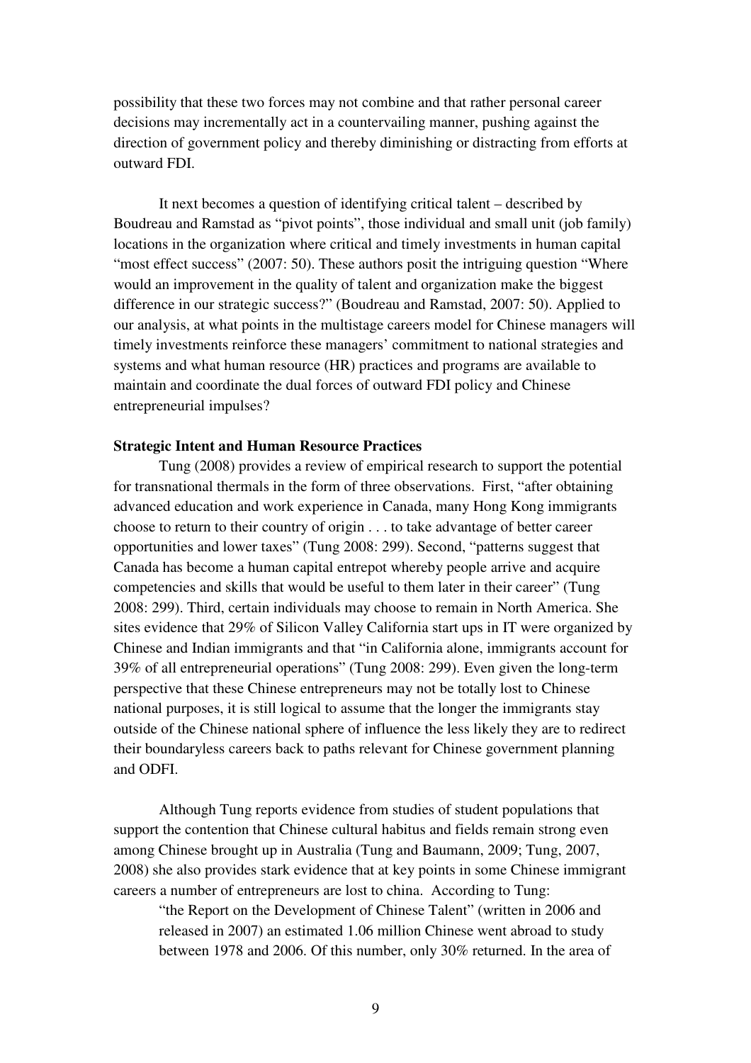possibility that these two forces may not combine and that rather personal career decisions may incrementally act in a countervailing manner, pushing against the direction of government policy and thereby diminishing or distracting from efforts at outward FDI.

It next becomes a question of identifying critical talent – described by Boudreau and Ramstad as "pivot points", those individual and small unit (job family) locations in the organization where critical and timely investments in human capital "most effect success" (2007: 50). These authors posit the intriguing question "Where would an improvement in the quality of talent and organization make the biggest difference in our strategic success?" (Boudreau and Ramstad, 2007: 50). Applied to our analysis, at what points in the multistage careers model for Chinese managers will timely investments reinforce these managers' commitment to national strategies and systems and what human resource (HR) practices and programs are available to maintain and coordinate the dual forces of outward FDI policy and Chinese entrepreneurial impulses?

**Strategic Intent and Human Resource Practices**

Tung (2008) provides a review of empirical research to support the potential for transnational thermals in the form of three observations. First, "after obtaining advanced education and work experience in Canada, many Hong Kong immigrants choose to return to their country of origin . . . to take advantage of better career opportunities and lower taxes" (Tung 2008: 299). Second, "patterns suggest that Canada has become a human capital entrepot whereby people arrive and acquire competencies and skills that would be useful to them later in their career" (Tung 2008: 299). Third, certain individuals may choose to remain in North America. She sites evidence that 29% of Silicon Valley California start ups in IT were organized by Chinese and Indian immigrants and that "in California alone, immigrants account for 39% of all entrepreneurial operations" (Tung 2008: 299). Even given the long-term perspective that these Chinese entrepreneurs may not be totally lost to Chinese national purposes, it is still logical to assume that the longer the immigrants stay outside of the Chinese national sphere of influence the less likely they are to redirect their boundaryless careers back to paths relevant for Chinese government planning and ODFI.

Although Tung reports evidence from studies of student populations that support the contention that Chinese cultural habitus and fields remain strong even among Chinese brought up in Australia (Tung and Baumann, 2009; Tung, 2007, 2008) she also provides stark evidence that at key points in some Chinese immigrant careers a number of entrepreneurs are lost to china. According to Tung:

> "the Report on the Development of Chinese Talent" (written in 2006 and released in 2007) an estimated 1.06 million Chinese went abroad to study between 1978 and 2006. Of this number, only 30% returned. In the area of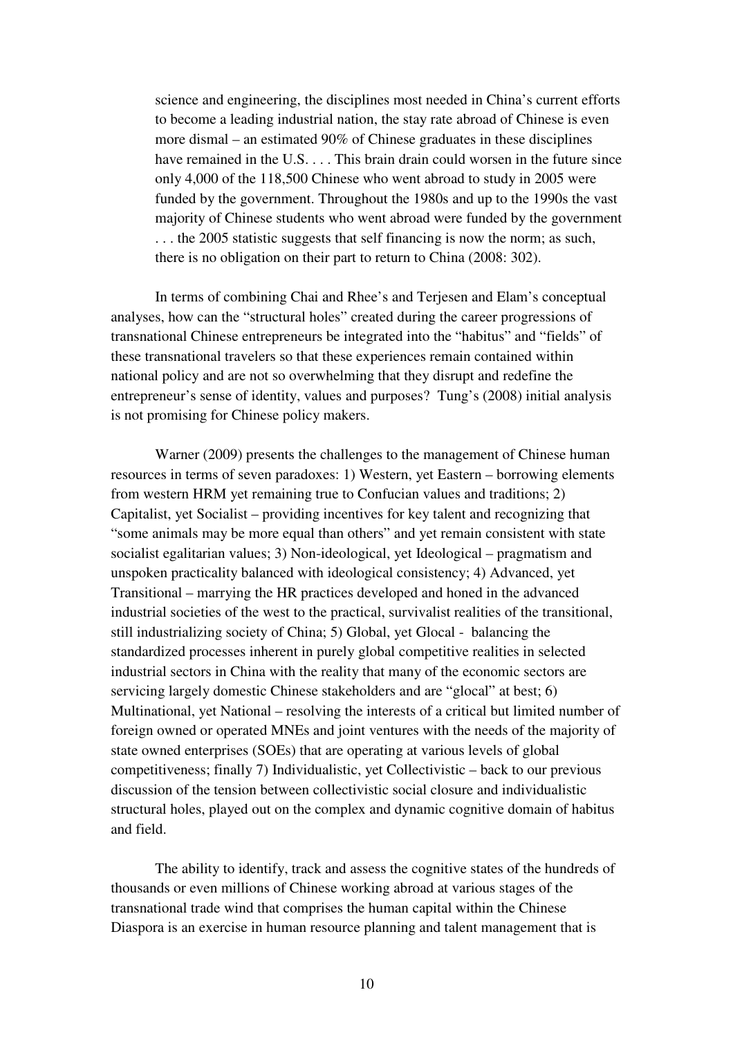> science and engineering, the disciplines most needed in China's current efforts to become a leading industrial nation, the stay rate abroad of Chinese is even more dismal – an estimated 90% of Chinese graduates in these disciplines have remained in the U.S. . . . This brain drain could worsen in the future since only 4,000 of the 118,500 Chinese who went abroad to study in 2005 were funded by the government. Throughout the 1980s and up to the 1990s the vast majority of Chinese students who went abroad were funded by the government . . . the 2005 statistic suggests that self financing is now the norm; as such, there is no obligation on their part to return to China (2008: 302).

In terms of combining Chai and Rhee's and Terjesen and Elam's conceptual analyses, how can the "structural holes" created during the career progressions of transnational Chinese entrepreneurs be integrated into the "habitus" and "fields" of these transnational travelers so that these experiences remain contained within national policy and are not so overwhelming that they disrupt and redefine the entrepreneur's sense of identity, values and purposes? Tung's (2008) initial analysis is not promising for Chinese policy makers.

Warner (2009) presents the challenges to the management of Chinese human resources in terms of seven paradoxes: 1) Western, yet Eastern – borrowing elements from western HRM yet remaining true to Confucian values and traditions; 2) Capitalist, yet Socialist – providing incentives for key talent and recognizing that "some animals may be more equal than others" and yet remain consistent with state socialist egalitarian values; 3) Non-ideological, yet Ideological – pragmatism and unspoken practicality balanced with ideological consistency; 4) Advanced, yet Transitional – marrying the HR practices developed and honed in the advanced industrial societies of the west to the practical, survivalist realities of the transitional, still industrializing society of China; 5) Global, yet Glocal - balancing the standardized processes inherent in purely global competitive realities in selected industrial sectors in China with the reality that many of the economic sectors are servicing largely domestic Chinese stakeholders and are "glocal" at best; 6) Multinational, yet National – resolving the interests of a critical but limited number of foreign owned or operated MNEs and joint ventures with the needs of the majority of state owned enterprises (SOEs) that are operating at various levels of global competitiveness; finally 7) Individualistic, yet Collectivistic – back to our previous discussion of the tension between collectivistic social closure and individualistic structural holes, played out on the complex and dynamic cognitive domain of habitus and field.

The ability to identify, track and assess the cognitive states of the hundreds of thousands or even millions of Chinese working abroad at various stages of the transnational trade wind that comprises the human capital within the Chinese Diaspora is an exercise in human resource planning and talent management that is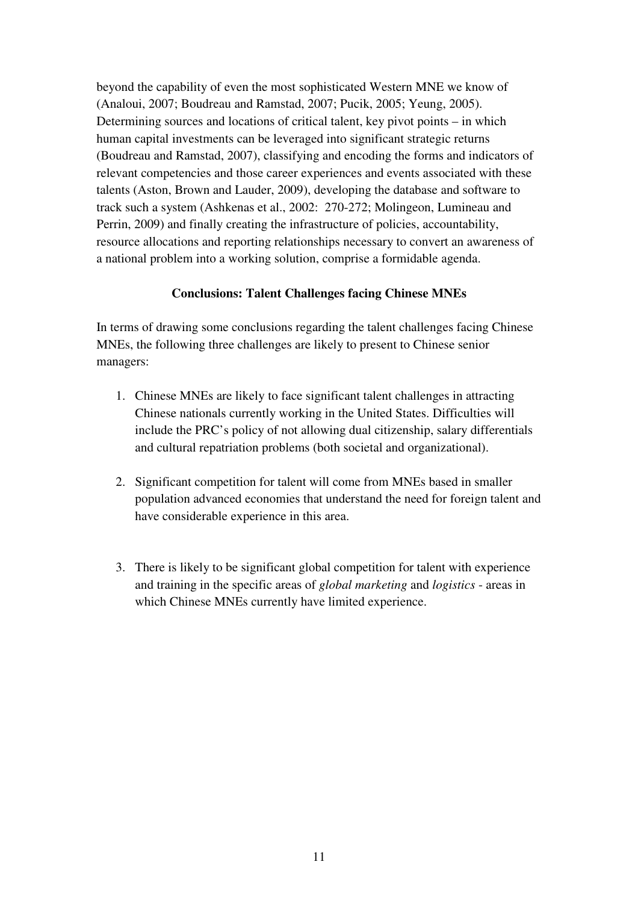beyond the capability of even the most sophisticated Western MNE we know of (Analoui, 2007; Boudreau and Ramstad, 2007; Pucik, 2005; Yeung, 2005). Determining sources and locations of critical talent, key pivot points – in which human capital investments can be leveraged into significant strategic returns (Boudreau and Ramstad, 2007), classifying and encoding the forms and indicators of relevant competencies and those career experiences and events associated with these talents (Aston, Brown and Lauder, 2009), developing the database and software to track such a system (Ashkenas et al., 2002: 270-272; Molingeon, Lumineau and Perrin, 2009) and finally creating the infrastructure of policies, accountability, resource allocations and reporting relationships necessary to convert an awareness of a national problem into a working solution, comprise a formidable agenda.

## Conclusions: Talent Challenges facing Chinese MNEs

In terms of drawing some conclusions regarding the talent challenges facing Chinese MNEs, the following three challenges are likely to present to Chinese senior managers:

1. Chinese MNEs are likely to face significant talent challenges in attracting Chinese nationals currently working in the United States. Difficulties will include the PRC's policy of not allowing dual citizenship, salary differentials and cultural repatriation problems (both societal and organizational).

2. Significant competition for talent will come from MNEs based in smaller population advanced economies that understand the need for foreign talent and have considerable experience in this area.

3. There is likely to be significant global competition for talent with experience and training in the specific areas of *global marketing* and *logistics* - areas in which Chinese MNEs currently have limited experience.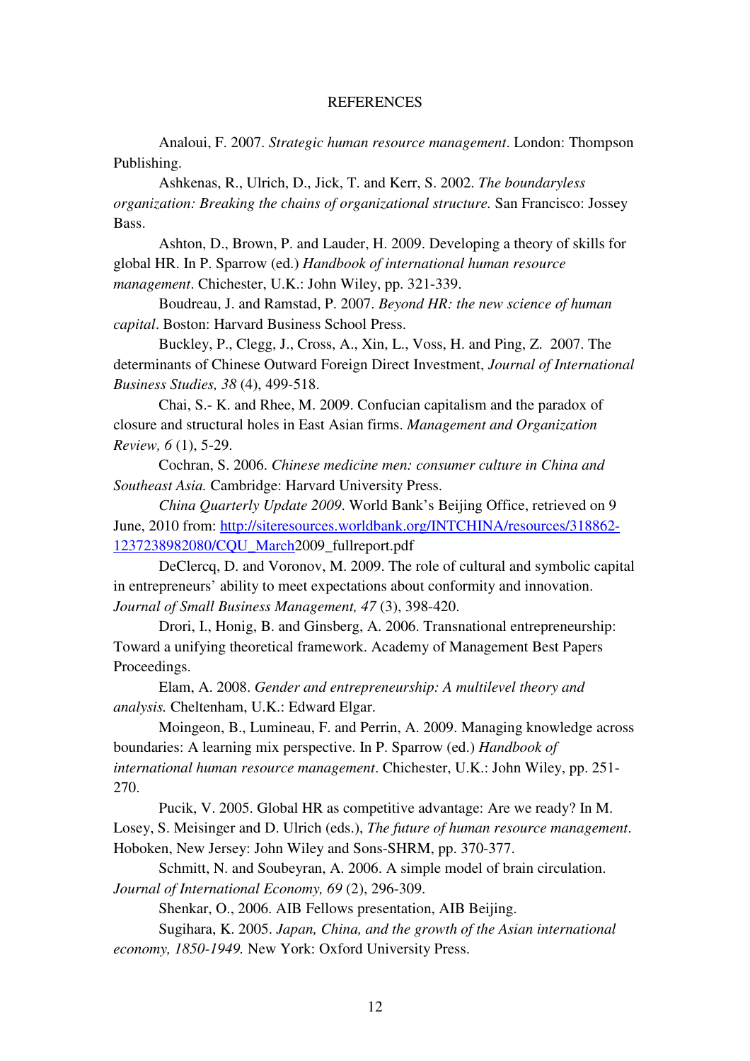# REFERENCES

Analoui, F. 2007. *Strategic human resource management*. London: Thompson Publishing.

Ashkenas, R., Ulrich, D., Jick, T. and Kerr, S. 2002. *The boundaryless organization: Breaking the chains of organizational structure.* San Francisco: Jossey Bass.

Ashton, D., Brown, P. and Lauder, H. 2009. Developing a theory of skills for global HR. In P. Sparrow (ed.) *Handbook of international human resource management*. Chichester, U.K.: John Wiley, pp. 321-339.

Boudreau, J. and Ramstad, P. 2007. *Beyond HR: the new science of human capital*. Boston: Harvard Business School Press.

Buckley, P., Clegg, J., Cross, A., Xin, L., Voss, H. and Ping, Z. 2007. The determinants of Chinese Outward Foreign Direct Investment, *Journal of International Business Studies, 38* (4), 499-518.

Chai, S.- K. and Rhee, M. 2009. Confucian capitalism and the paradox of closure and structural holes in East Asian firms. *Management and Organization Review, 6* (1), 5-29.

Cochran, S. 2006. *Chinese medicine men: consumer culture in China and Southeast Asia.* Cambridge: Harvard University Press.

*China Quarterly Update 2009*. World Bank's Beijing Office, retrieved on 9 June, 2010 from: http://siteresources.worldbank.org/INTCHINA/resources/318862-1237238982080/CQU_March2009_fullreport.pdf

DeClercq, D. and Voronov, M. 2009. The role of cultural and symbolic capital in entrepreneurs' ability to meet expectations about conformity and innovation. *Journal of Small Business Management, 47* (3), 398-420.

Drori, I., Honig, B. and Ginsberg, A. 2006. Transnational entrepreneurship: Toward a unifying theoretical framework. Academy of Management Best Papers Proceedings.

Elam, A. 2008. *Gender and entrepreneurship: A multilevel theory and analysis.* Cheltenham, U.K.: Edward Elgar.

Moingeon, B., Lumineau, F. and Perrin, A. 2009. Managing knowledge across boundaries: A learning mix perspective. In P. Sparrow (ed.) *Handbook of international human resource management*. Chichester, U.K.: John Wiley, pp. 251-270.

Pucik, V. 2005. Global HR as competitive advantage: Are we ready? In M. Losey, S. Meisinger and D. Ulrich (eds.), *The future of human resource management*. Hoboken, New Jersey: John Wiley and Sons-SHRM, pp. 370-377.

Schmitt, N. and Soubeyran, A. 2006. A simple model of brain circulation. *Journal of International Economy, 69* (2), 296-309.

Shenkar, O., 2006. AIB Fellows presentation, AIB Beijing.

Sugihara, K. 2005. *Japan, China, and the growth of the Asian international economy, 1850-1949.* New York: Oxford University Press.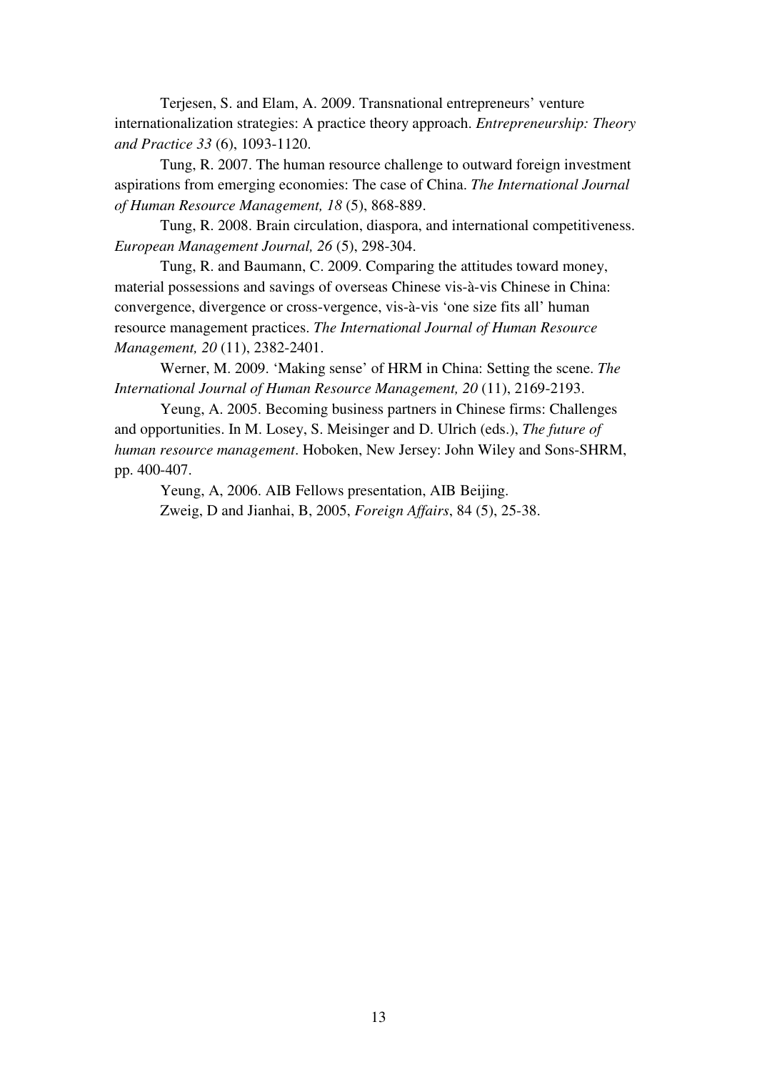Terjesen, S. and Elam, A. 2009. Transnational entrepreneurs' venture internationalization strategies: A practice theory approach. *Entrepreneurship: Theory and Practice 33* (6), 1093-1120.

Tung, R. 2007. The human resource challenge to outward foreign investment aspirations from emerging economies: The case of China. *The International Journal of Human Resource Management, 18* (5), 868-889.

Tung, R. 2008. Brain circulation, diaspora, and international competitiveness. *European Management Journal, 26* (5), 298-304.

Tung, R. and Baumann, C. 2009. Comparing the attitudes toward money, material possessions and savings of overseas Chinese vis-à-vis Chinese in China: convergence, divergence or cross-vergence, vis-à-vis 'one size fits all' human resource management practices. *The International Journal of Human Resource Management, 20* (11), 2382-2401.

Werner, M. 2009. 'Making sense' of HRM in China: Setting the scene. *The International Journal of Human Resource Management, 20* (11), 2169-2193.

Yeung, A. 2005. Becoming business partners in Chinese firms: Challenges and opportunities. In M. Losey, S. Meisinger and D. Ulrich (eds.), *The future of human resource management*. Hoboken, New Jersey: John Wiley and Sons-SHRM, pp. 400-407.

Yeung, A, 2006. AIB Fellows presentation, AIB Beijing.

Zweig, D and Jianhai, B, 2005, *Foreign Affairs*, 84 (5), 25-38.